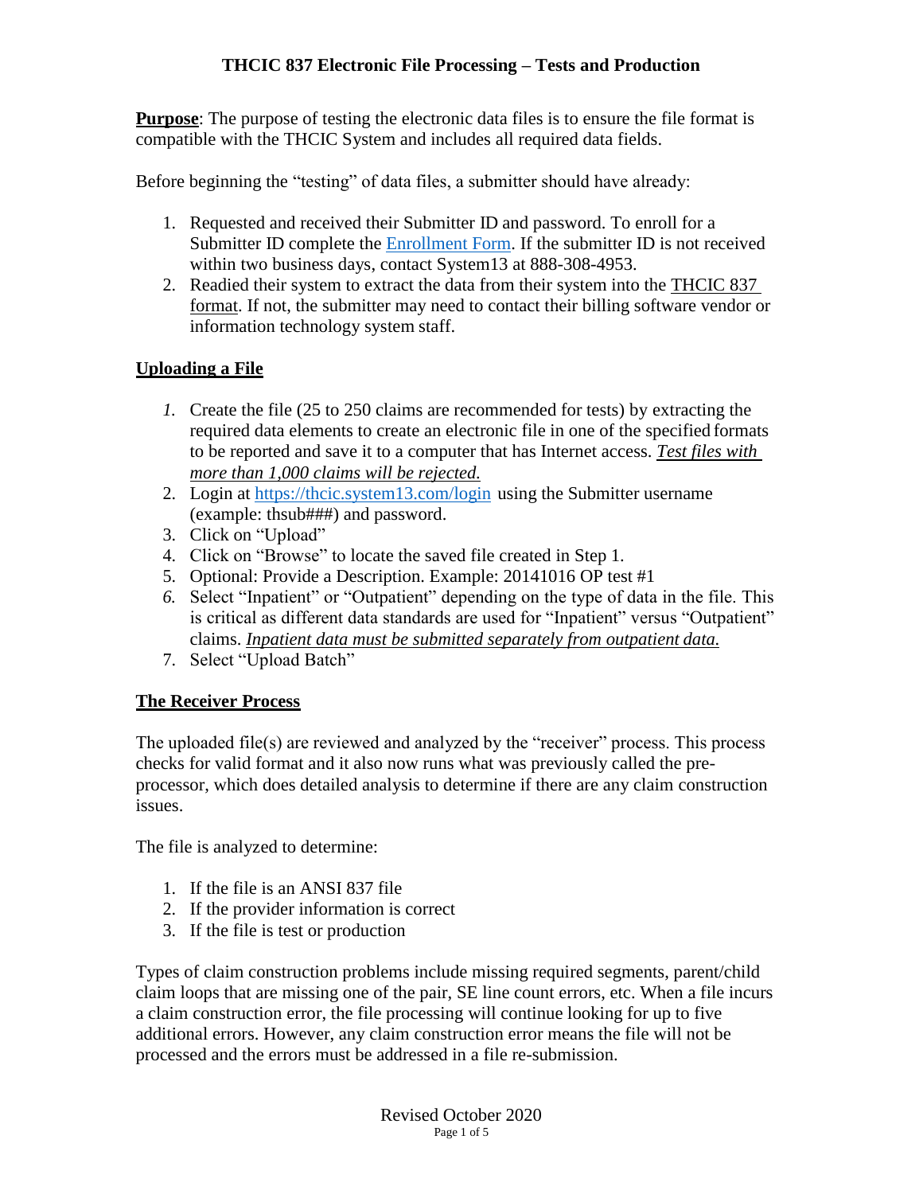# THCIC 837 Electronic File Processing – Tests and Production

**Purpose**: The purpose of testing the electronic data files is to ensure the file format is compatible with the THCIC System and includes all required data fields.

Before beginning the "testing" of data files, a submitter should have already:

1. Requested and received their Submitter ID and password. To enroll for a Submitter ID complete the Enrollment Form. If the submitter ID is not received within two business days, contact System13 at 888-308-4953.
2. Readied their system to extract the data from their system into the THCIC 837 format. If not, the submitter may need to contact their billing software vendor or information technology system staff.

## Uploading a File

1. Create the file (25 to 250 claims are recommended for tests) by extracting the required data elements to create an electronic file in one of the specified formats to be reported and save it to a computer that has Internet access. ***Test files with more than 1,000 claims will be rejected.***
2. Login at https://thcic.system13.com/login using the Submitter username (example: thsub###) and password.
3. Click on "Upload"
4. Click on "Browse" to locate the saved file created in Step 1.
5. Optional: Provide a Description. Example: 20141016 OP test #1
6. Select "Inpatient" or "Outpatient" depending on the type of data in the file. This is critical as different data standards are used for "Inpatient" versus "Outpatient" claims. *Inpatient data must be submitted separately from outpatient data.*
7. Select "Upload Batch"

## The Receiver Process

The uploaded file(s) are reviewed and analyzed by the "receiver" process. This process checks for valid format and it also now runs what was previously called the pre-processor, which does detailed analysis to determine if there are any claim construction issues.

The file is analyzed to determine:

1. If the file is an ANSI 837 file
2. If the provider information is correct
3. If the file is test or production

Types of claim construction problems include missing required segments, parent/child claim loops that are missing one of the pair, SE line count errors, etc. When a file incurs a claim construction error, the file processing will continue looking for up to five additional errors. However, any claim construction error means the file will not be processed and the errors must be addressed in a file re-submission.

Revised October 2020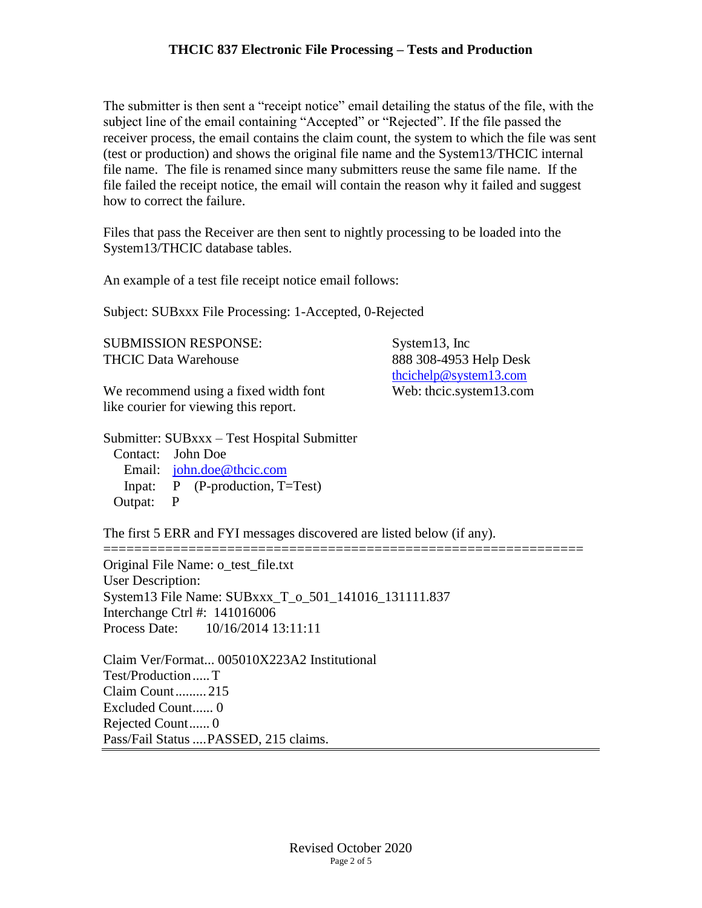The submitter is then sent a "receipt notice" email detailing the status of the file, with the subject line of the email containing "Accepted" or "Rejected". If the file passed the receiver process, the email contains the claim count, the system to which the file was sent (test or production) and shows the original file name and the System13/THCIC internal file name. The file is renamed since many submitters reuse the same file name. If the file failed the receipt notice, the email will contain the reason why it failed and suggest how to correct the failure.

Files that pass the Receiver are then sent to nightly processing to be loaded into the System13/THCIC database tables.

An example of a test file receipt notice email follows:

Subject: SUBxxx File Processing: 1-Accepted, 0-Rejected

SUBMISSION RESPONSE:
THCIC Data Warehouse

System13, Inc
888 308-4953 Help Desk
thcichelp@system13.com
Web: thcic.system13.com

We recommend using a fixed width font like courier for viewing this report.

Submitter: SUBxxx – Test Hospital Submitter
Contact: John Doe
Email: john.doe@thcic.com
Inpat: P (P-production, T=Test)
Outpat: P

The first 5 ERR and FYI messages discovered are listed below (if any).
==============================================================
Original File Name: o_test_file.txt
User Description:
System13 File Name: SUBxxx_T_o_501_141016_131111.837
Interchange Ctrl #: 141016006
Process Date: 10/16/2014 13:11:11

Claim Ver/Format... 005010X223A2 Institutional
Test/Production..... T
Claim Count......... 215
Excluded Count...... 0
Rejected Count...... 0
Pass/Fail Status .... PASSED, 215 claims.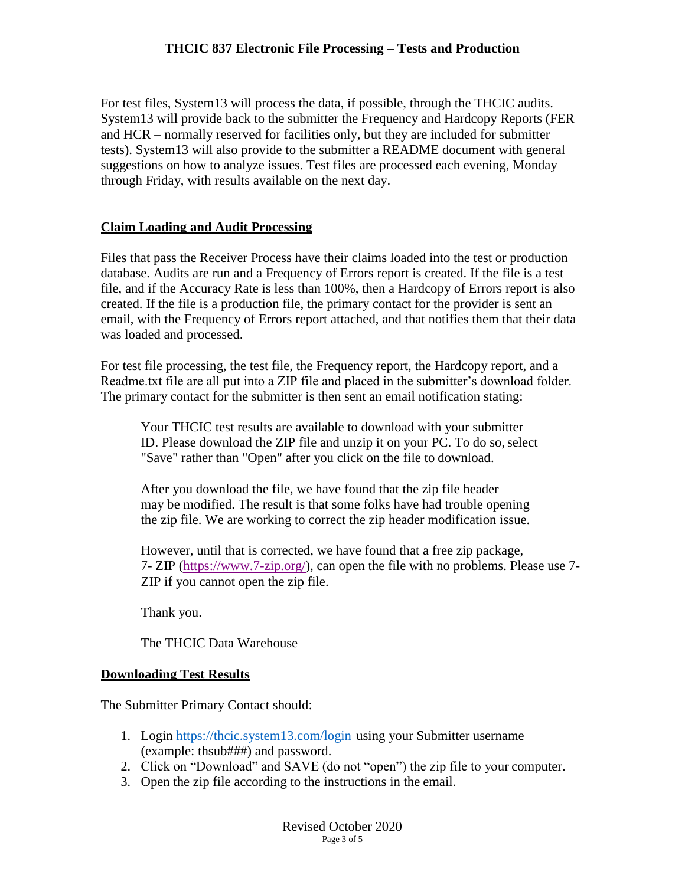For test files, System13 will process the data, if possible, through the THCIC audits. System13 will provide back to the submitter the Frequency and Hardcopy Reports (FER and HCR – normally reserved for facilities only, but they are included for submitter tests). System13 will also provide to the submitter a README document with general suggestions on how to analyze issues. Test files are processed each evening, Monday through Friday, with results available on the next day.

## Claim Loading and Audit Processing

Files that pass the Receiver Process have their claims loaded into the test or production database. Audits are run and a Frequency of Errors report is created. If the file is a test file, and if the Accuracy Rate is less than 100%, then a Hardcopy of Errors report is also created. If the file is a production file, the primary contact for the provider is sent an email, with the Frequency of Errors report attached, and that notifies them that their data was loaded and processed.

For test file processing, the test file, the Frequency report, the Hardcopy report, and a Readme.txt file are all put into a ZIP file and placed in the submitter's download folder. The primary contact for the submitter is then sent an email notification stating:

> Your THCIC test results are available to download with your submitter ID. Please download the ZIP file and unzip it on your PC. To do so, select "Save" rather than "Open" after you click on the file to download.
>
> After you download the file, we have found that the zip file header may be modified. The result is that some folks have had trouble opening the zip file. We are working to correct the zip header modification issue.
>
> However, until that is corrected, we have found that a free zip package, 7- ZIP (https://www.7-zip.org/), can open the file with no problems. Please use 7-ZIP if you cannot open the zip file.
>
> Thank you.
>
> The THCIC Data Warehouse

## Downloading Test Results

The Submitter Primary Contact should:

1. Login https://thcic.system13.com/login using your Submitter username (example: thsub###) and password.
2. Click on "Download" and SAVE (do not "open") the zip file to your computer.
3. Open the zip file according to the instructions in the email.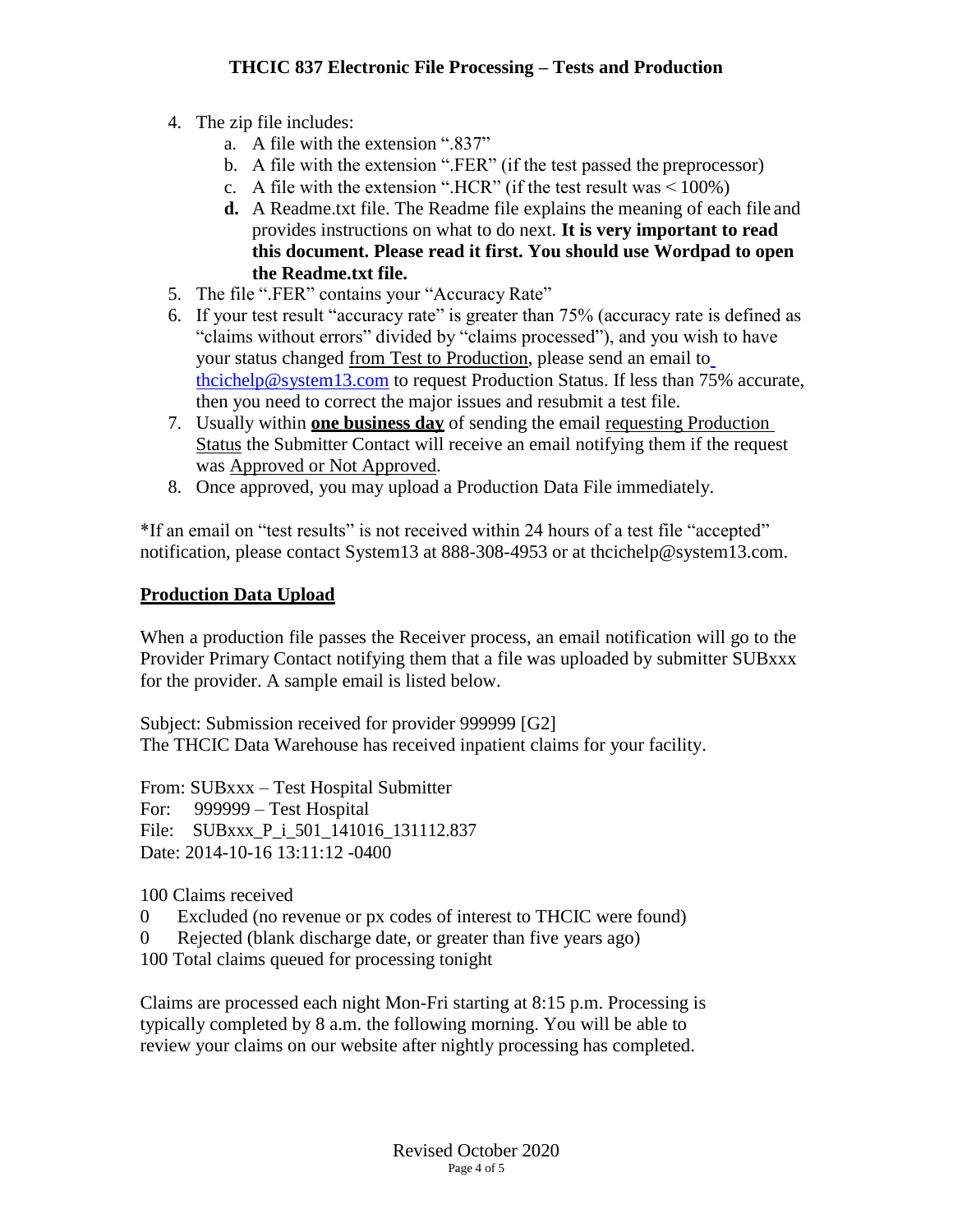4. The zip file includes:
   a. A file with the extension ".837"
   b. A file with the extension ".FER" (if the test passed the preprocessor)
   c. A file with the extension ".HCR" (if the test result was < 100%)
   **d.** A Readme.txt file. The Readme file explains the meaning of each file and provides instructions on what to do next. **It is very important to read this document. Please read it first. You should use Wordpad to open the Readme.txt file.**
5. The file ".FER" contains your "Accuracy Rate"
6. If your test result "accuracy rate" is greater than 75% (accuracy rate is defined as "claims without errors" divided by "claims processed"), and you wish to have your status changed from Test to Production, please send an email to thcichelp@system13.com to request Production Status. If less than 75% accurate, then you need to correct the major issues and resubmit a test file.
7. Usually within **one business day** of sending the email requesting Production Status the Submitter Contact will receive an email notifying them if the request was Approved or Not Approved.
8. Once approved, you may upload a Production Data File immediately.

*If an email on "test results" is not received within 24 hours of a test file "accepted" notification, please contact System13 at 888-308-4953 or at thcichelp@system13.com.

## Production Data Upload

When a production file passes the Receiver process, an email notification will go to the Provider Primary Contact notifying them that a file was uploaded by submitter SUBxxx for the provider. A sample email is listed below.

Subject: Submission received for provider 999999 [G2]
The THCIC Data Warehouse has received inpatient claims for your facility.

From: SUBxxx – Test Hospital Submitter
For: 999999 – Test Hospital
File: SUBxxx_P_i_501_141016_131112.837
Date: 2014-10-16 13:11:12 -0400

100 Claims received
0 Excluded (no revenue or px codes of interest to THCIC were found)
0 Rejected (blank discharge date, or greater than five years ago)
100 Total claims queued for processing tonight

Claims are processed each night Mon-Fri starting at 8:15 p.m. Processing is typically completed by 8 a.m. the following morning. You will be able to review your claims on our website after nightly processing has completed.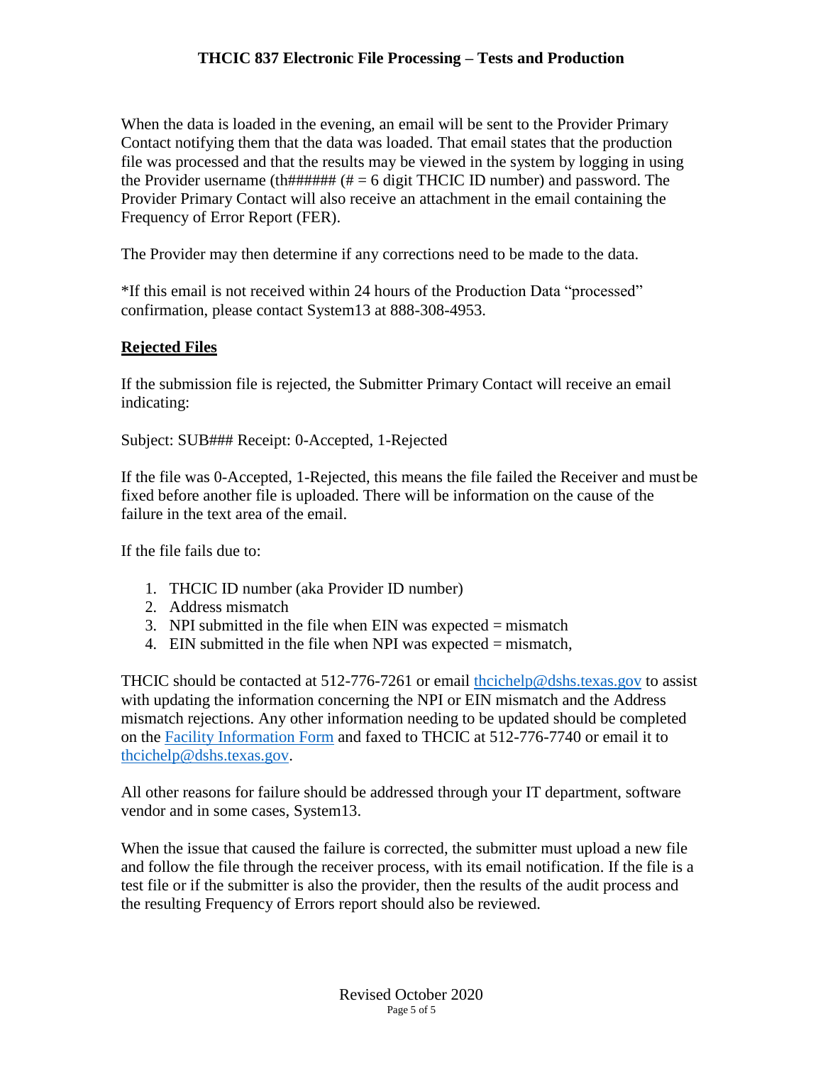When the data is loaded in the evening, an email will be sent to the Provider Primary Contact notifying them that the data was loaded. That email states that the production file was processed and that the results may be viewed in the system by logging in using the Provider username (th###### (# = 6 digit THCIC ID number) and password. The Provider Primary Contact will also receive an attachment in the email containing the Frequency of Error Report (FER).

The Provider may then determine if any corrections need to be made to the data.

*If this email is not received within 24 hours of the Production Data "processed" confirmation, please contact System13 at 888-308-4953.

## Rejected Files

If the submission file is rejected, the Submitter Primary Contact will receive an email indicating:

Subject: SUB### Receipt: 0-Accepted, 1-Rejected

If the file was 0-Accepted, 1-Rejected, this means the file failed the Receiver and must be fixed before another file is uploaded. There will be information on the cause of the failure in the text area of the email.

If the file fails due to:

1. THCIC ID number (aka Provider ID number)
2. Address mismatch
3. NPI submitted in the file when EIN was expected = mismatch
4. EIN submitted in the file when NPI was expected = mismatch,

THCIC should be contacted at 512-776-7261 or email thcichelp@dshs.texas.gov to assist with updating the information concerning the NPI or EIN mismatch and the Address mismatch rejections. Any other information needing to be updated should be completed on the Facility Information Form and faxed to THCIC at 512-776-7740 or email it to thcichelp@dshs.texas.gov.

All other reasons for failure should be addressed through your IT department, software vendor and in some cases, System13.

When the issue that caused the failure is corrected, the submitter must upload a new file and follow the file through the receiver process, with its email notification. If the file is a test file or if the submitter is also the provider, then the results of the audit process and the resulting Frequency of Errors report should also be reviewed.